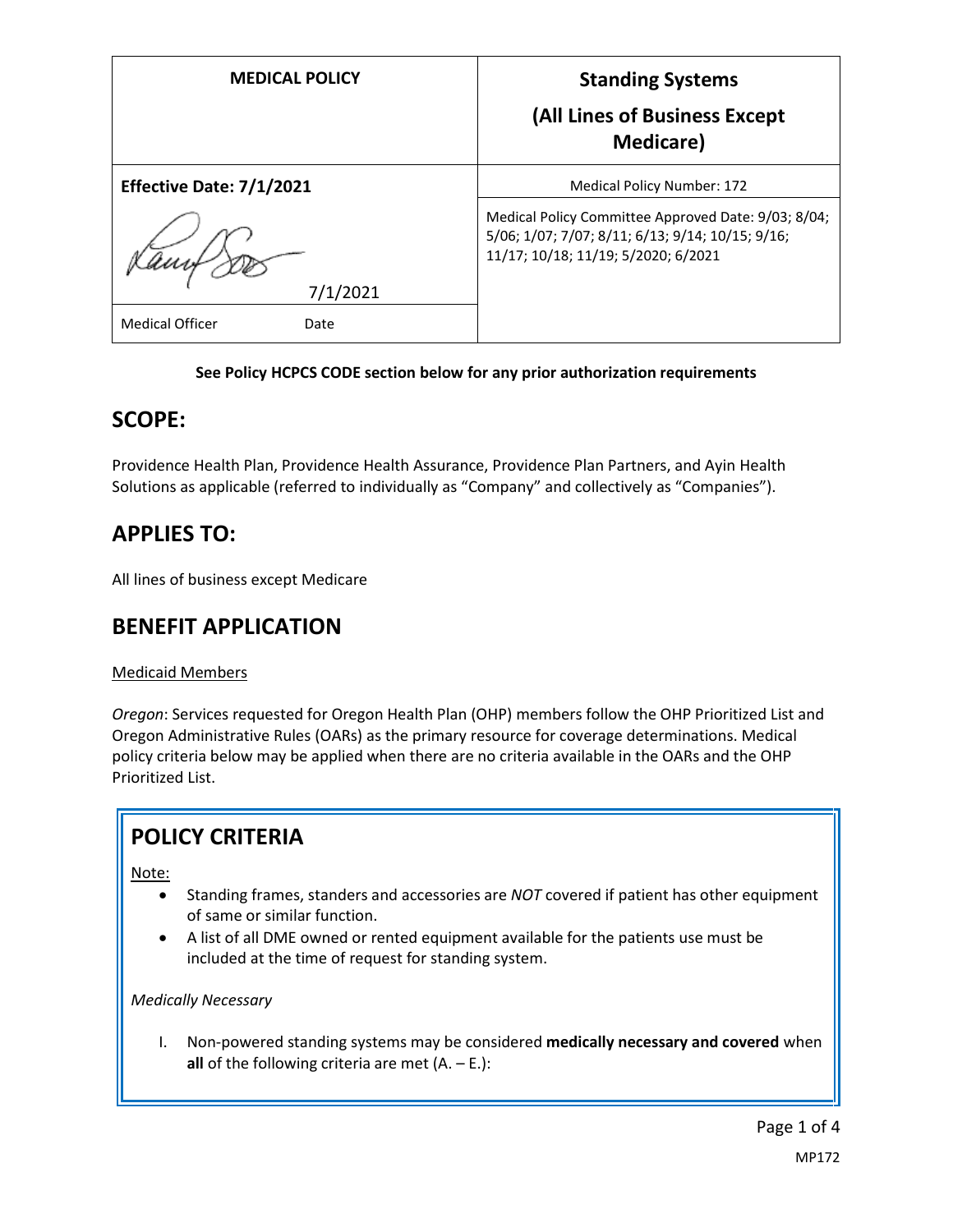| MEDICAL POLICY | Standing Systems (All Lines of Business Except Medicare) |
| --- | --- |
| **Effective Date: 7/1/2021** | Medical Policy Number: 172 |
| 7/1/2021 | Medical Policy Committee Approved Date: 9/03; 8/04; 5/06; 1/07; 7/07; 8/11; 6/13; 9/14; 10/15; 9/16; 11/17; 10/18; 11/19; 5/2020; 6/2021 |
| Medical Officer Date | |

**See Policy HCPCS CODE section below for any prior authorization requirements**

## SCOPE:

Providence Health Plan, Providence Health Assurance, Providence Plan Partners, and Ayin Health Solutions as applicable (referred to individually as "Company" and collectively as "Companies").

## APPLIES TO:

All lines of business except Medicare

## BENEFIT APPLICATION

Medicaid Members

*Oregon*: Services requested for Oregon Health Plan (OHP) members follow the OHP Prioritized List and Oregon Administrative Rules (OARs) as the primary resource for coverage determinations. Medical policy criteria below may be applied when there are no criteria available in the OARs and the OHP Prioritized List.

## POLICY CRITERIA

Note:

- Standing frames, standers and accessories are *NOT* covered if patient has other equipment of same or similar function.
- A list of all DME owned or rented equipment available for the patients use must be included at the time of request for standing system.

*Medically Necessary*

I. Non-powered standing systems may be considered **medically necessary and covered** when **all** of the following criteria are met (A. – E.):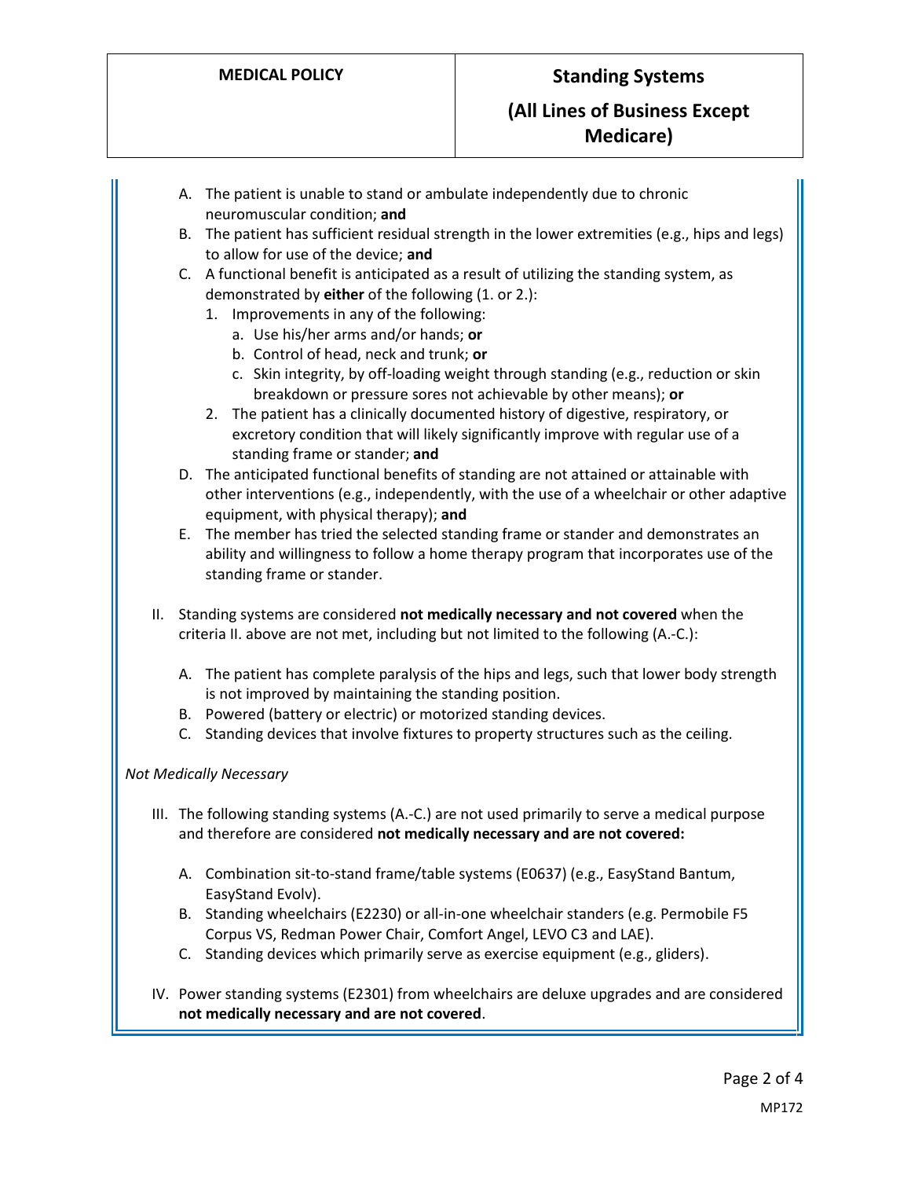A. The patient is unable to stand or ambulate independently due to chronic neuromuscular condition; **and**
   B. The patient has sufficient residual strength in the lower extremities (e.g., hips and legs) to allow for use of the device; **and**
   C. A functional benefit is anticipated as a result of utilizing the standing system, as demonstrated by **either** of the following (1. or 2.):
      1. Improvements in any of the following:
         a. Use his/her arms and/or hands; **or**
         b. Control of head, neck and trunk; **or**
         c. Skin integrity, by off-loading weight through standing (e.g., reduction or skin breakdown or pressure sores not achievable by other means); **or**
      2. The patient has a clinically documented history of digestive, respiratory, or excretory condition that will likely significantly improve with regular use of a standing frame or stander; **and**
   D. The anticipated functional benefits of standing are not attained or attainable with other interventions (e.g., independently, with the use of a wheelchair or other adaptive equipment, with physical therapy); **and**
   E. The member has tried the selected standing frame or stander and demonstrates an ability and willingness to follow a home therapy program that incorporates use of the standing frame or stander.

II. Standing systems are considered **not medically necessary and not covered** when the criteria II. above are not met, including but not limited to the following (A.-C.):

   A. The patient has complete paralysis of the hips and legs, such that lower body strength is not improved by maintaining the standing position.
   B. Powered (battery or electric) or motorized standing devices.
   C. Standing devices that involve fixtures to property structures such as the ceiling.

*Not Medically Necessary*

III. The following standing systems (A.-C.) are not used primarily to serve a medical purpose and therefore are considered **not medically necessary and are not covered:**

   A. Combination sit-to-stand frame/table systems (E0637) (e.g., EasyStand Bantum, EasyStand Evolv).
   B. Standing wheelchairs (E2230) or all-in-one wheelchair standers (e.g. Permobile F5 Corpus VS, Redman Power Chair, Comfort Angel, LEVO C3 and LAE).
   C. Standing devices which primarily serve as exercise equipment (e.g., gliders).

IV. Power standing systems (E2301) from wheelchairs are deluxe upgrades and are considered **not medically necessary and are not covered**.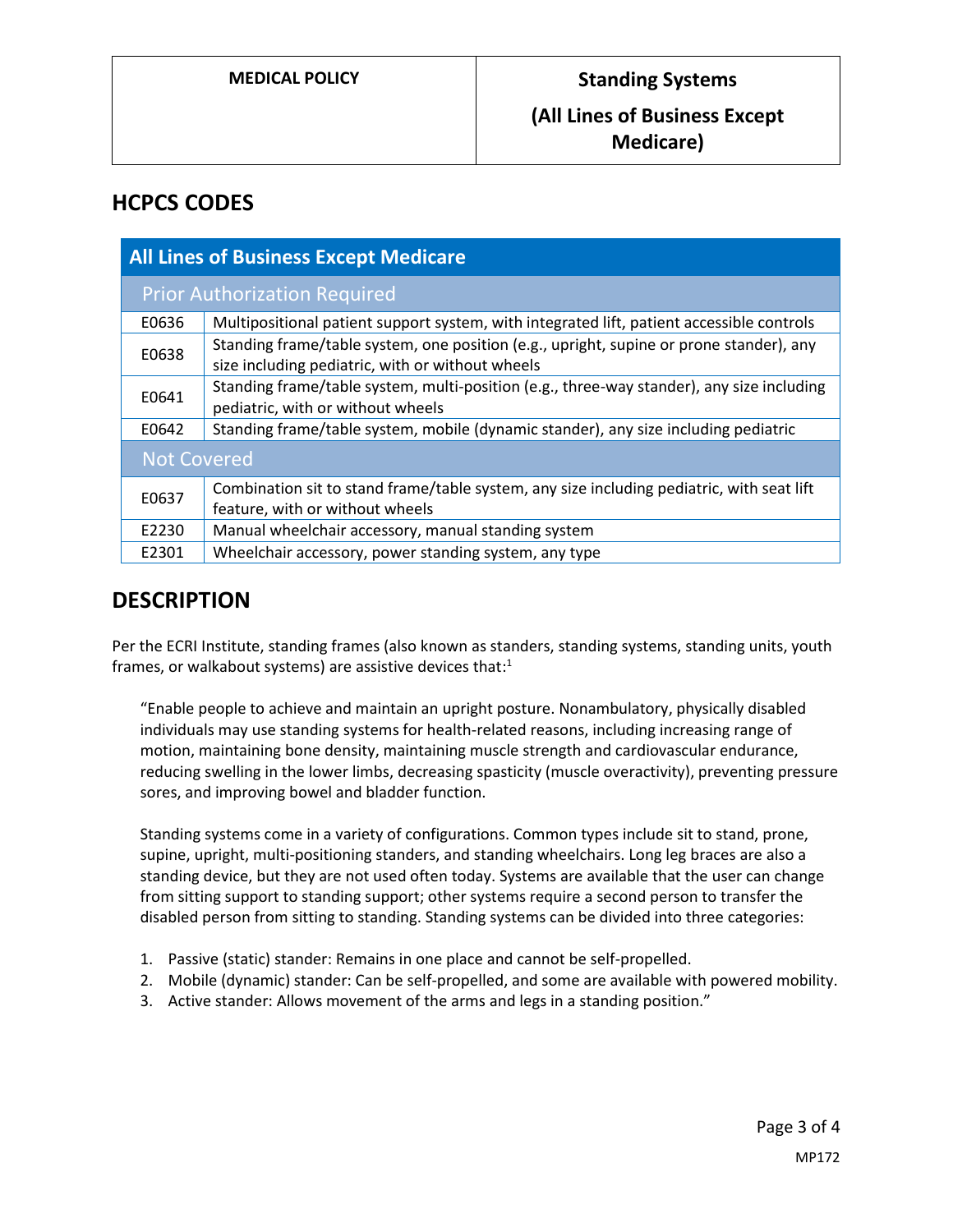## HCPCS CODES

| All Lines of Business Except Medicare | |
|---|---|
| **Prior Authorization Required** | |
| E0636 | Multipositional patient support system, with integrated lift, patient accessible controls |
| E0638 | Standing frame/table system, one position (e.g., upright, supine or prone stander), any size including pediatric, with or without wheels |
| E0641 | Standing frame/table system, multi-position (e.g., three-way stander), any size including pediatric, with or without wheels |
| E0642 | Standing frame/table system, mobile (dynamic stander), any size including pediatric |
| **Not Covered** | |
| E0637 | Combination sit to stand frame/table system, any size including pediatric, with seat lift feature, with or without wheels |
| E2230 | Manual wheelchair accessory, manual standing system |
| E2301 | Wheelchair accessory, power standing system, any type |

## DESCRIPTION

Per the ECRI Institute, standing frames (also known as standers, standing systems, standing units, youth frames, or walkabout systems) are assistive devices that:[1]

> "Enable people to achieve and maintain an upright posture. Nonambulatory, physically disabled individuals may use standing systems for health-related reasons, including increasing range of motion, maintaining bone density, maintaining muscle strength and cardiovascular endurance, reducing swelling in the lower limbs, decreasing spasticity (muscle overactivity), preventing pressure sores, and improving bowel and bladder function.
>
> Standing systems come in a variety of configurations. Common types include sit to stand, prone, supine, upright, multi-positioning standers, and standing wheelchairs. Long leg braces are also a standing device, but they are not used often today. Systems are available that the user can change from sitting support to standing support; other systems require a second person to transfer the disabled person from sitting to standing. Standing systems can be divided into three categories:
>
> 1. Passive (static) stander: Remains in one place and cannot be self-propelled.
> 2. Mobile (dynamic) stander: Can be self-propelled, and some are available with powered mobility.
> 3. Active stander: Allows movement of the arms and legs in a standing position."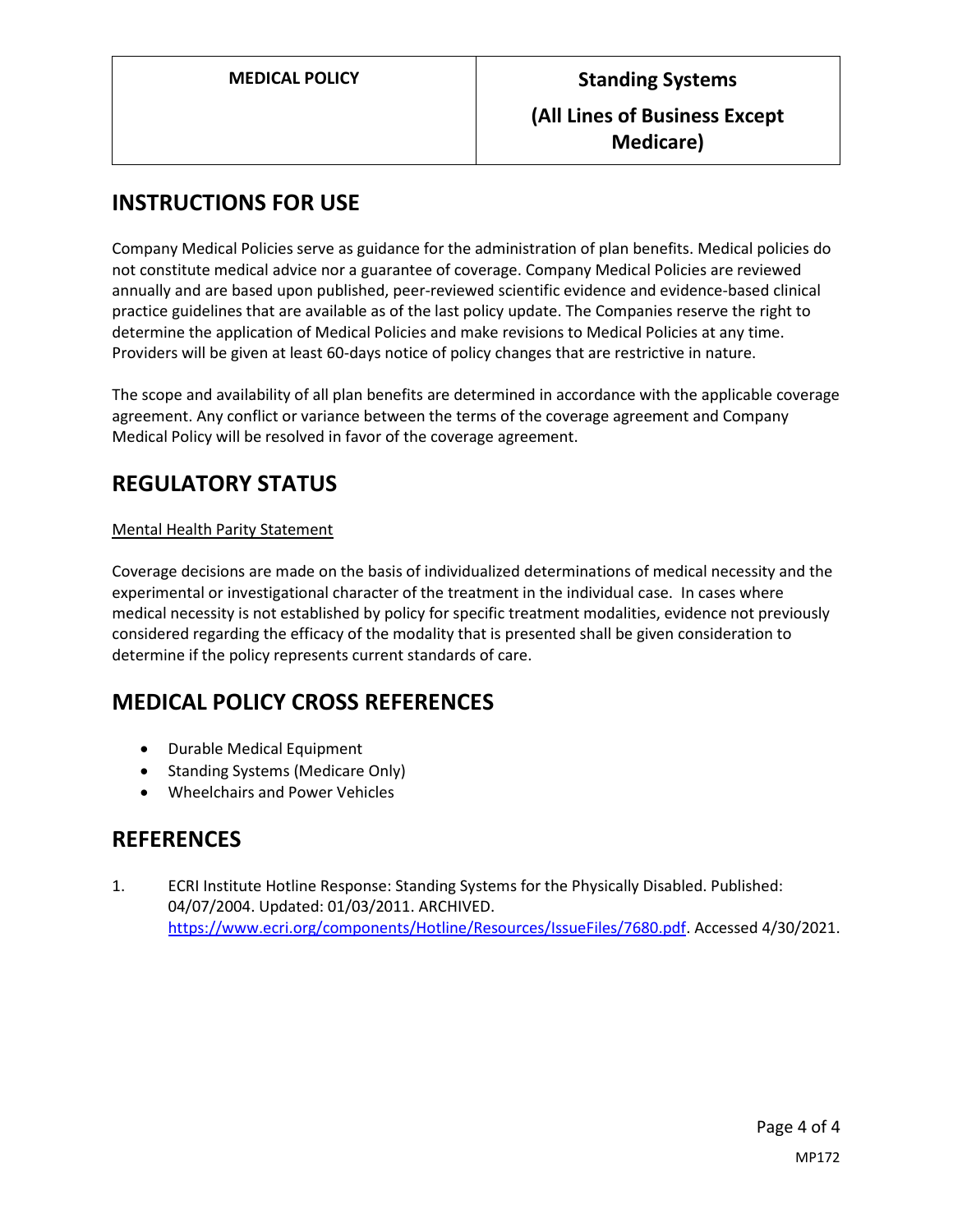| MEDICAL POLICY | Standing Systems (All Lines of Business Except Medicare) |
| --- | --- |

## INSTRUCTIONS FOR USE

Company Medical Policies serve as guidance for the administration of plan benefits. Medical policies do not constitute medical advice nor a guarantee of coverage. Company Medical Policies are reviewed annually and are based upon published, peer-reviewed scientific evidence and evidence-based clinical practice guidelines that are available as of the last policy update. The Companies reserve the right to determine the application of Medical Policies and make revisions to Medical Policies at any time. Providers will be given at least 60-days notice of policy changes that are restrictive in nature.

The scope and availability of all plan benefits are determined in accordance with the applicable coverage agreement. Any conflict or variance between the terms of the coverage agreement and Company Medical Policy will be resolved in favor of the coverage agreement.

## REGULATORY STATUS

Mental Health Parity Statement

Coverage decisions are made on the basis of individualized determinations of medical necessity and the experimental or investigational character of the treatment in the individual case. In cases where medical necessity is not established by policy for specific treatment modalities, evidence not previously considered regarding the efficacy of the modality that is presented shall be given consideration to determine if the policy represents current standards of care.

## MEDICAL POLICY CROSS REFERENCES

- Durable Medical Equipment
- Standing Systems (Medicare Only)
- Wheelchairs and Power Vehicles

## REFERENCES

1. ECRI Institute Hotline Response: Standing Systems for the Physically Disabled. Published: 04/07/2004. Updated: 01/03/2011. ARCHIVED. https://www.ecri.org/components/Hotline/Resources/IssueFiles/7680.pdf. Accessed 4/30/2021.

MP172